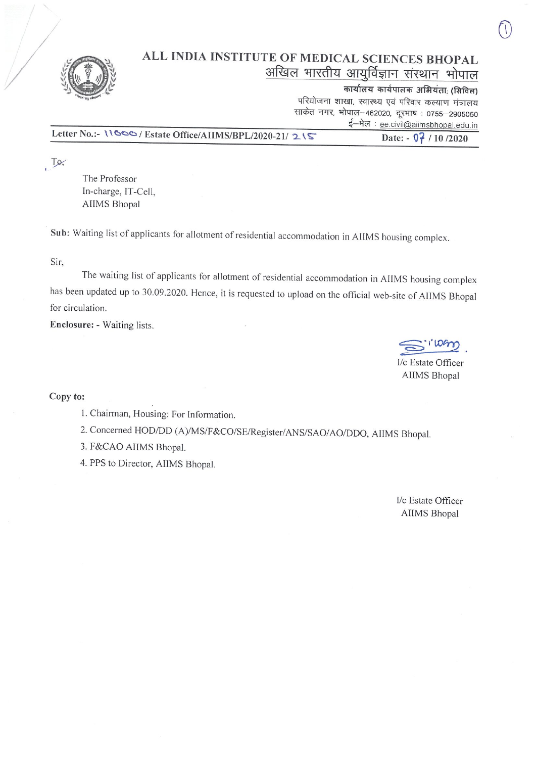# ALL INDIA INSTITUTE OF MEDICAL SCIENCES BHOPAL

## अखिल भारतीय आयुर्विज्ञान संस्थान भोपाल

**कार्यालय कार्यपालक अभियंता (सिविल)**
परियोजना शाखा, स्वास्थ्य एवं परिवार कल्याण मंत्रालय
साकेत नगर, भोपाल–462020, दूरभाष : 0755–2905050
ई–मेल : ee.civil@aiimsbhopal.edu.in

**Letter No.:- 11000 / Estate Office/AIIMS/BPL/2020-21/ 215** **Date: - 07 / 10 /2020**

To,

The Professor
In-charge, IT-Cell,
AIIMS Bhopal

**Sub:** Waiting list of applicants for allotment of residential accommodation in AIIMS housing complex.

Sir,

The waiting list of applicants for allotment of residential accommodation in AIIMS housing complex has been updated up to 30.09.2020. Hence, it is requested to upload on the official web-site of AIIMS Bhopal for circulation.

**Enclosure:** - Waiting lists.

I/c Estate Officer
AIIMS Bhopal

**Copy to:**

1. Chairman, Housing: For Information.
2. Concerned HOD/DD (A)/MS/F&CO/SE/Register/ANS/SAO/AO/DDO, AIIMS Bhopal.
3. F&CAO AIIMS Bhopal.
4. PPS to Director, AIIMS Bhopal.

I/c Estate Officer
AIIMS Bhopal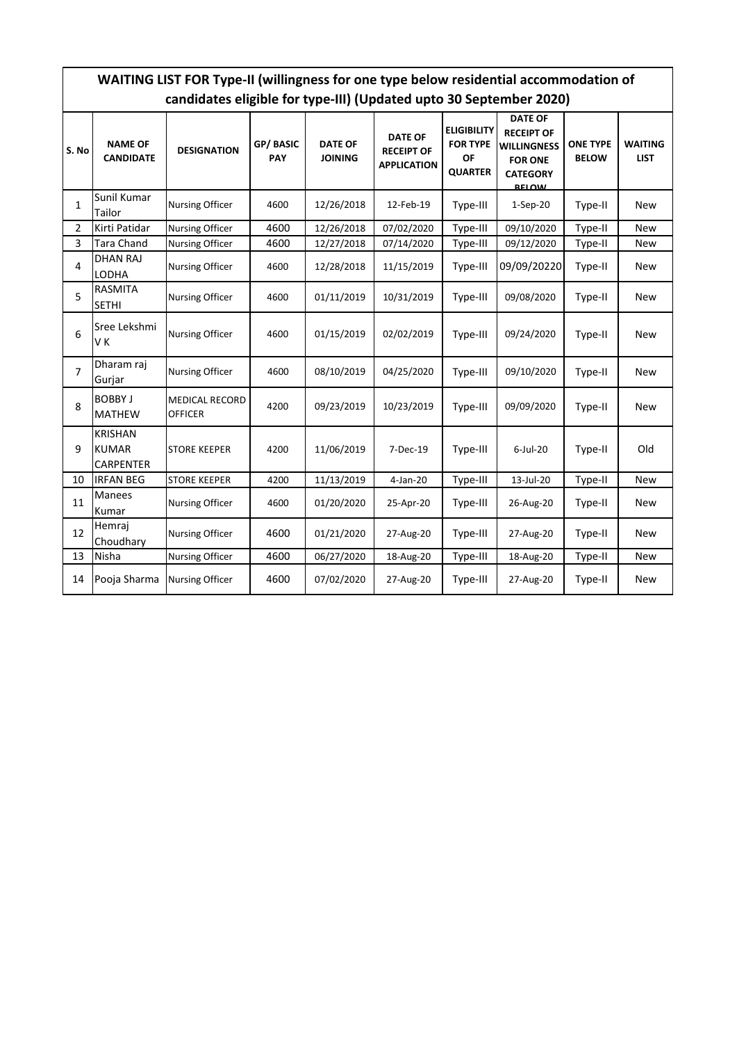## WAITING LIST FOR Type-II (willingness for one type below residential accommodation of candidates eligible for type-III) (Updated upto 30 September 2020)

| S. No | NAME OF CANDIDATE | DESIGNATION | GP/ BASIC PAY | DATE OF JOINING | DATE OF RECEIPT OF APPLICATION | ELIGIBILITY FOR TYPE OF QUARTER | DATE OF RECEIPT OF WILLINGNESS FOR ONE CATEGORY BELOW | ONE TYPE BELOW | WAITING LIST |
|---|---|---|---|---|---|---|---|---|---|
| 1 | Sunil Kumar Tailor | Nursing Officer | 4600 | 12/26/2018 | 12-Feb-19 | Type-III | 1-Sep-20 | Type-II | New |
| 2 | Kirti Patidar | Nursing Officer | 4600 | 12/26/2018 | 07/02/2020 | Type-III | 09/10/2020 | Type-II | New |
| 3 | Tara Chand | Nursing Officer | 4600 | 12/27/2018 | 07/14/2020 | Type-III | 09/12/2020 | Type-II | New |
| 4 | DHAN RAJ LODHA | Nursing Officer | 4600 | 12/28/2018 | 11/15/2019 | Type-III | 09/09/20220 | Type-II | New |
| 5 | RASMITA SETHI | Nursing Officer | 4600 | 01/11/2019 | 10/31/2019 | Type-III | 09/08/2020 | Type-II | New |
| 6 | Sree Lekshmi V K | Nursing Officer | 4600 | 01/15/2019 | 02/02/2019 | Type-III | 09/24/2020 | Type-II | New |
| 7 | Dharam raj Gurjar | Nursing Officer | 4600 | 08/10/2019 | 04/25/2020 | Type-III | 09/10/2020 | Type-II | New |
| 8 | BOBBY J MATHEW | MEDICAL RECORD OFFICER | 4200 | 09/23/2019 | 10/23/2019 | Type-III | 09/09/2020 | Type-II | New |
| 9 | KRISHAN KUMAR CARPENTER | STORE KEEPER | 4200 | 11/06/2019 | 7-Dec-19 | Type-III | 6-Jul-20 | Type-II | Old |
| 10 | IRFAN BEG | STORE KEEPER | 4200 | 11/13/2019 | 4-Jan-20 | Type-III | 13-Jul-20 | Type-II | New |
| 11 | Manees Kumar | Nursing Officer | 4600 | 01/20/2020 | 25-Apr-20 | Type-III | 26-Aug-20 | Type-II | New |
| 12 | Hemraj Choudhary | Nursing Officer | 4600 | 01/21/2020 | 27-Aug-20 | Type-III | 27-Aug-20 | Type-II | New |
| 13 | Nisha | Nursing Officer | 4600 | 06/27/2020 | 18-Aug-20 | Type-III | 18-Aug-20 | Type-II | New |
| 14 | Pooja Sharma | Nursing Officer | 4600 | 07/02/2020 | 27-Aug-20 | Type-III | 27-Aug-20 | Type-II | New |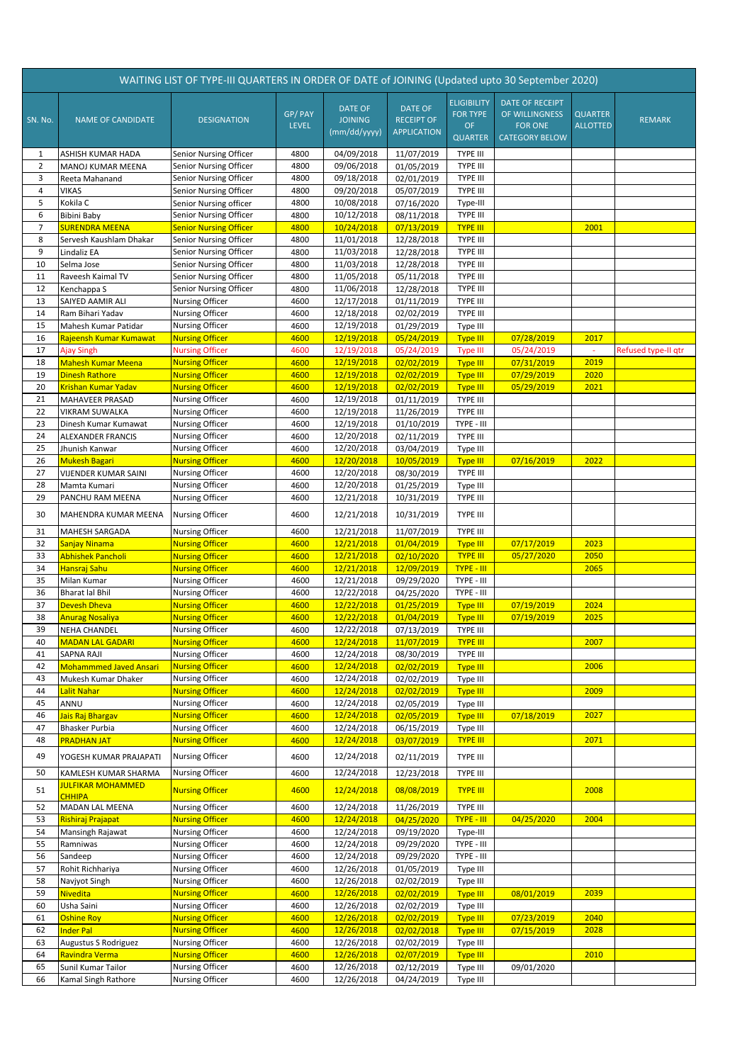| WAITING LIST OF TYPE-III QUARTERS IN ORDER OF DATE of JOINING (Updated upto 30 September 2020) | | | | | | | | | |
|---|---|---|---|---|---|---|---|---|---|
| SN. No. | NAME OF CANDIDATE | DESIGNATION | GP/ PAY LEVEL | DATE OF JOINING (mm/dd/yyyy) | DATE OF RECEIPT OF APPLICATION | ELIGIBILITY FOR TYPE OF QUARTER | DATE OF RECEIPT OF WILLINGNESS FOR ONE CATEGORY BELOW | QUARTER ALLOTTED | REMARK |
| 1 | ASHISH KUMAR HADA | Senior Nursing Officer | 4800 | 04/09/2018 | 11/07/2019 | TYPE III | | | |
| 2 | MANOJ KUMAR MEENA | Senior Nursing Officer | 4800 | 09/06/2018 | 01/05/2019 | TYPE III | | | |
| 3 | Reeta Mahanand | Senior Nursing Officer | 4800 | 09/18/2018 | 02/01/2019 | TYPE III | | | |
| 4 | VIKAS | Senior Nursing Officer | 4800 | 09/20/2018 | 05/07/2019 | TYPE III | | | |
| 5 | Kokila C | Senior Nursing officer | 4800 | 10/08/2018 | 07/16/2020 | Type-III | | | |
| 6 | Bibini Baby | Senior Nursing Officer | 4800 | 10/12/2018 | 08/11/2018 | TYPE III | | | |
| 7 | SURENDRA MEENA | Senior Nursing Officer | 4800 | 10/24/2018 | 07/13/2019 | TYPE III | | 2001 | |
| 8 | Servesh Kaushlam Dhakar | Senior Nursing Officer | 4800 | 11/01/2018 | 12/28/2018 | TYPE III | | | |
| 9 | Lindaliz EA | Senior Nursing Officer | 4800 | 11/03/2018 | 12/28/2018 | TYPE III | | | |
| 10 | Selma Jose | Senior Nursing Officer | 4800 | 11/03/2018 | 12/28/2018 | TYPE III | | | |
| 11 | Raveesh Kaimal TV | Senior Nursing Officer | 4800 | 11/05/2018 | 05/11/2018 | TYPE III | | | |
| 12 | Kenchappa S | Senior Nursing Officer | 4800 | 11/06/2018 | 12/28/2018 | TYPE III | | | |
| 13 | SAIYED AAMIR ALI | Nursing Officer | 4600 | 12/17/2018 | 01/11/2019 | TYPE III | | | |
| 14 | Ram Bihari Yadav | Nursing Officer | 4600 | 12/18/2018 | 02/02/2019 | TYPE III | | | |
| 15 | Mahesh Kumar Patidar | Nursing Officer | 4600 | 12/19/2018 | 01/29/2019 | Type III | | | |
| 16 | Rajeensh Kumar Kumawat | Nursing Officer | 4600 | 12/19/2018 | 05/24/2019 | Type III | 07/28/2019 | 2017 | |
| 17 | Ajay Singh | Nursing Officer | 4600 | 12/19/2018 | 05/24/2019 | Type III | 05/24/2019 | - | Refused type-II qtr |
| 18 | Mahesh Kumar Meena | Nursing Officer | 4600 | 12/19/2018 | 02/02/2019 | Type III | 07/31/2019 | 2019 | |
| 19 | Dinesh Rathore | Nursing Officer | 4600 | 12/19/2018 | 02/02/2019 | Type III | 07/29/2019 | 2020 | |
| 20 | Krishan Kumar Yadav | Nursing Officer | 4600 | 12/19/2018 | 02/02/2019 | Type III | 05/29/2019 | 2021 | |
| 21 | MAHAVEER PRASAD | Nursing Officer | 4600 | 12/19/2018 | 01/11/2019 | TYPE III | | | |
| 22 | VIKRAM SUWALKA | Nursing Officer | 4600 | 12/19/2018 | 11/26/2019 | TYPE III | | | |
| 23 | Dinesh Kumar Kumawat | Nursing Officer | 4600 | 12/19/2018 | 01/10/2019 | TYPE - III | | | |
| 24 | ALEXANDER FRANCIS | Nursing Officer | 4600 | 12/20/2018 | 02/11/2019 | TYPE III | | | |
| 25 | Jhunish Kanwar | Nursing Officer | 4600 | 12/20/2018 | 03/04/2019 | Type III | | | |
| 26 | Mukesh Bagari | Nursing Officer | 4600 | 12/20/2018 | 10/05/2019 | Type III | 07/16/2019 | 2022 | |
| 27 | VIJENDER KUMAR SAINI | Nursing Officer | 4600 | 12/20/2018 | 08/30/2019 | TYPE III | | | |
| 28 | Mamta Kumari | Nursing Officer | 4600 | 12/20/2018 | 01/25/2019 | Type III | | | |
| 29 | PANCHU RAM MEENA | Nursing Officer | 4600 | 12/21/2018 | 10/31/2019 | TYPE III | | | |
| 30 | MAHENDRA KUMAR MEENA | Nursing Officer | 4600 | 12/21/2018 | 10/31/2019 | TYPE III | | | |
| 31 | MAHESH SARGADA | Nursing Officer | 4600 | 12/21/2018 | 11/07/2019 | TYPE III | | | |
| 32 | Sanjay Ninama | Nursing Officer | 4600 | 12/21/2018 | 01/04/2019 | Type III | 07/17/2019 | 2023 | |
| 33 | Abhishek Pancholi | Nursing Officer | 4600 | 12/21/2018 | 02/10/2020 | TYPE III | 05/27/2020 | 2050 | |
| 34 | Hansraj Sahu | Nursing Officer | 4600 | 12/21/2018 | 12/09/2019 | TYPE - III | | 2065 | |
| 35 | Milan Kumar | Nursing Officer | 4600 | 12/21/2018 | 09/29/2020 | TYPE - III | | | |
| 36 | Bharat lal Bhil | Nursing Officer | 4600 | 12/22/2018 | 04/25/2020 | TYPE - III | | | |
| 37 | Devesh Dheva | Nursing Officer | 4600 | 12/22/2018 | 01/25/2019 | Type III | 07/19/2019 | 2024 | |
| 38 | Anurag Nosaliya | Nursing Officer | 4600 | 12/22/2018 | 01/04/2019 | Type III | 07/19/2019 | 2025 | |
| 39 | NEHA CHANDEL | Nursing Officer | 4600 | 12/22/2018 | 07/13/2019 | TYPE III | | | |
| 40 | MADAN LAL GADARI | Nursing Officer | 4600 | 12/24/2018 | 11/07/2019 | TYPE III | | 2007 | |
| 41 | SAPNA RAJI | Nursing Officer | 4600 | 12/24/2018 | 08/30/2019 | TYPE III | | | |
| 42 | Mohammmed Javed Ansari | Nursing Officer | 4600 | 12/24/2018 | 02/02/2019 | Type III | | 2006 | |
| 43 | Mukesh Kumar Dhaker | Nursing Officer | 4600 | 12/24/2018 | 02/02/2019 | Type III | | | |
| 44 | Lalit Nahar | Nursing Officer | 4600 | 12/24/2018 | 02/02/2019 | Type III | | 2009 | |
| 45 | ANNU | Nursing Officer | 4600 | 12/24/2018 | 02/05/2019 | Type III | | | |
| 46 | Jais Raj Bhargav | Nursing Officer | 4600 | 12/24/2018 | 02/05/2019 | Type III | 07/18/2019 | 2027 | |
| 47 | Bhasker Purbia | Nursing Officer | 4600 | 12/24/2018 | 06/15/2019 | Type III | | | |
| 48 | PRADHAN JAT | Nursing Officer | 4600 | 12/24/2018 | 03/07/2019 | TYPE III | | 2071 | |
| 49 | YOGESH KUMAR PRAJAPATI | Nursing Officer | 4600 | 12/24/2018 | 02/11/2019 | TYPE III | | | |
| 50 | KAMLESH KUMAR SHARMA | Nursing Officer | 4600 | 12/24/2018 | 12/23/2018 | TYPE III | | | |
| 51 | JULFIKAR MOHAMMED CHHIPA | Nursing Officer | 4600 | 12/24/2018 | 08/08/2019 | TYPE III | | 2008 | |
| 52 | MADAN LAL MEENA | Nursing Officer | 4600 | 12/24/2018 | 11/26/2019 | TYPE III | | | |
| 53 | Rishiraj Prajapat | Nursing Officer | 4600 | 12/24/2018 | 04/25/2020 | TYPE - III | 04/25/2020 | 2004 | |
| 54 | Mansingh Rajawat | Nursing Officer | 4600 | 12/24/2018 | 09/19/2020 | Type-III | | | |
| 55 | Ramniwas | Nursing Officer | 4600 | 12/24/2018 | 09/29/2020 | TYPE - III | | | |
| 56 | Sandeep | Nursing Officer | 4600 | 12/24/2018 | 09/29/2020 | TYPE - III | | | |
| 57 | Rohit Richhariya | Nursing Officer | 4600 | 12/26/2018 | 01/05/2019 | Type III | | | |
| 58 | Navjyot Singh | Nursing Officer | 4600 | 12/26/2018 | 02/02/2019 | Type III | | | |
| 59 | Nivedita | Nursing Officer | 4600 | 12/26/2018 | 02/02/2019 | Type III | 08/01/2019 | 2039 | |
| 60 | Usha Saini | Nursing Officer | 4600 | 12/26/2018 | 02/02/2019 | Type III | | | |
| 61 | Oshine Roy | Nursing Officer | 4600 | 12/26/2018 | 02/02/2019 | Type III | 07/23/2019 | 2040 | |
| 62 | Inder Pal | Nursing Officer | 4600 | 12/26/2018 | 02/02/2018 | Type III | 07/15/2019 | 2028 | |
| 63 | Augustus S Rodriguez | Nursing Officer | 4600 | 12/26/2018 | 02/02/2019 | Type III | | | |
| 64 | Ravindra Verma | Nursing Officer | 4600 | 12/26/2018 | 02/07/2019 | Type III | | 2010 | |
| 65 | Sunil Kumar Tailor | Nursing Officer | 4600 | 12/26/2018 | 02/12/2019 | Type III | 09/01/2020 | | |
| 66 | Kamal Singh Rathore | Nursing Officer | 4600 | 12/26/2018 | 04/24/2019 | Type III | | | |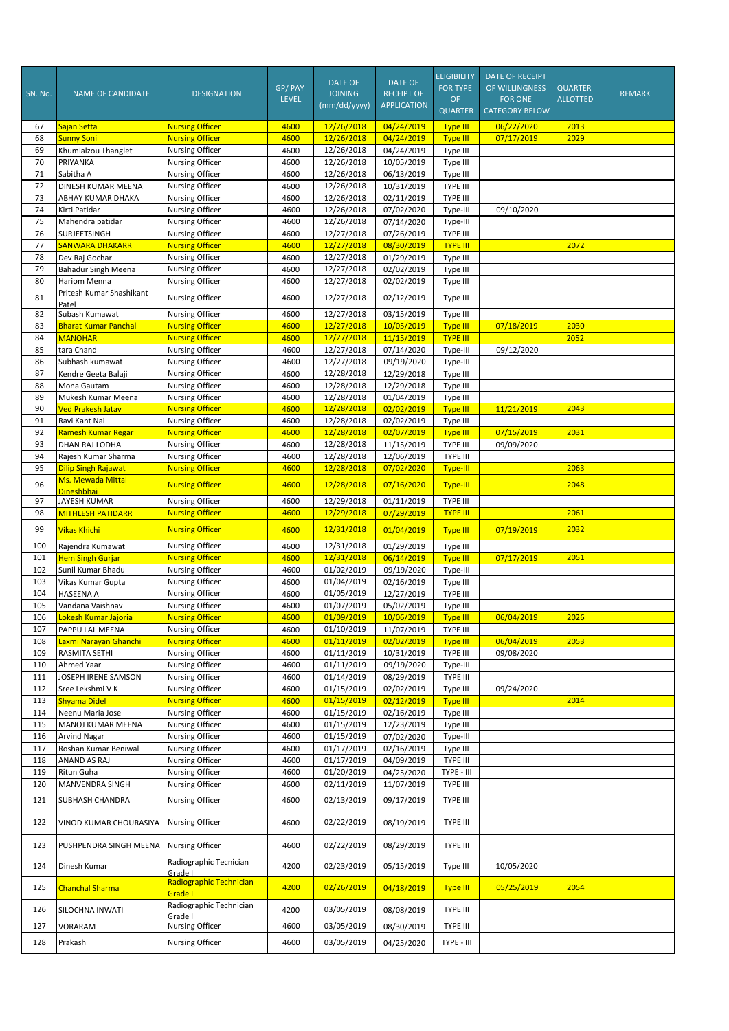| SN. No. | NAME OF CANDIDATE | DESIGNATION | GP/ PAY LEVEL | DATE OF JOINING (mm/dd/yyyy) | DATE OF RECEIPT OF APPLICATION | ELIGIBILITY FOR TYPE OF QUARTER | DATE OF RECEIPT OF WILLINGNESS FOR ONE CATEGORY BELOW | QUARTER ALLOTTED | REMARK |
|---|---|---|---|---|---|---|---|---|---|
| 67 | Sajan Setta | Nursing Officer | 4600 | 12/26/2018 | 04/24/2019 | Type III | 06/22/2020 | 2013 | |
| 68 | Sunny Soni | Nursing Officer | 4600 | 12/26/2018 | 04/24/2019 | Type III | 07/17/2019 | 2029 | |
| 69 | Khumlalzou Thanglet | Nursing Officer | 4600 | 12/26/2018 | 04/24/2019 | Type III | | | |
| 70 | PRIYANKA | Nursing Officer | 4600 | 12/26/2018 | 10/05/2019 | Type III | | | |
| 71 | Sabitha A | Nursing Officer | 4600 | 12/26/2018 | 06/13/2019 | Type III | | | |
| 72 | DINESH KUMAR MEENA | Nursing Officer | 4600 | 12/26/2018 | 10/31/2019 | TYPE III | | | |
| 73 | ABHAY KUMAR DHAKA | Nursing Officer | 4600 | 12/26/2018 | 02/11/2019 | TYPE III | | | |
| 74 | Kirti Patidar | Nursing Officer | 4600 | 12/26/2018 | 07/02/2020 | Type-III | 09/10/2020 | | |
| 75 | Mahendra patidar | Nursing Officer | 4600 | 12/26/2018 | 07/14/2020 | Type-III | | | |
| 76 | SURJEETSINGH | Nursing Officer | 4600 | 12/27/2018 | 07/26/2019 | TYPE III | | | |
| 77 | SANWARA DHAKARR | Nursing Officer | 4600 | 12/27/2018 | 08/30/2019 | TYPE III | | 2072 | |
| 78 | Dev Raj Gochar | Nursing Officer | 4600 | 12/27/2018 | 01/29/2019 | Type III | | | |
| 79 | Bahadur Singh Meena | Nursing Officer | 4600 | 12/27/2018 | 02/02/2019 | Type III | | | |
| 80 | Hariom Menna | Nursing Officer | 4600 | 12/27/2018 | 02/02/2019 | Type III | | | |
| 81 | Pritesh Kumar Shashikant Patel | Nursing Officer | 4600 | 12/27/2018 | 02/12/2019 | Type III | | | |
| 82 | Subash Kumawat | Nursing Officer | 4600 | 12/27/2018 | 03/15/2019 | Type III | | | |
| 83 | Bharat Kumar Panchal | Nursing Officer | 4600 | 12/27/2018 | 10/05/2019 | Type III | 07/18/2019 | 2030 | |
| 84 | MANOHAR | Nursing Officer | 4600 | 12/27/2018 | 11/15/2019 | TYPE III | | 2052 | |
| 85 | tara Chand | Nursing Officer | 4600 | 12/27/2018 | 07/14/2020 | Type-III | 09/12/2020 | | |
| 86 | Subhash kumawat | Nursing Officer | 4600 | 12/27/2018 | 09/19/2020 | Type-III | | | |
| 87 | Kendre Geeta Balaji | Nursing Officer | 4600 | 12/28/2018 | 12/29/2018 | Type III | | | |
| 88 | Mona Gautam | Nursing Officer | 4600 | 12/28/2018 | 12/29/2018 | Type III | | | |
| 89 | Mukesh Kumar Meena | Nursing Officer | 4600 | 12/28/2018 | 01/04/2019 | Type III | | | |
| 90 | Ved Prakesh Jatav | Nursing Officer | 4600 | 12/28/2018 | 02/02/2019 | Type III | 11/21/2019 | 2043 | |
| 91 | Ravi Kant Nai | Nursing Officer | 4600 | 12/28/2018 | 02/02/2019 | Type III | | | |
| 92 | Ramesh Kumar Regar | Nursing Officer | 4600 | 12/28/2018 | 02/07/2019 | Type III | 07/15/2019 | 2031 | |
| 93 | DHAN RAJ LODHA | Nursing Officer | 4600 | 12/28/2018 | 11/15/2019 | TYPE III | 09/09/2020 | | |
| 94 | Rajesh Kumar Sharma | Nursing Officer | 4600 | 12/28/2018 | 12/06/2019 | TYPE III | | | |
| 95 | Dilip Singh Rajawat | Nursing Officer | 4600 | 12/28/2018 | 07/02/2020 | Type-III | | 2063 | |
| 96 | Ms. Mewada Mittal Dineshbhai | Nursing Officer | 4600 | 12/28/2018 | 07/16/2020 | Type-III | | 2048 | |
| 97 | JAYESH KUMAR | Nursing Officer | 4600 | 12/29/2018 | 01/11/2019 | TYPE III | | | |
| 98 | MITHLESH PATIDARR | Nursing Officer | 4600 | 12/29/2018 | 07/29/2019 | TYPE III | | 2061 | |
| 99 | Vikas Khichi | Nursing Officer | 4600 | 12/31/2018 | 01/04/2019 | Type III | 07/19/2019 | 2032 | |
| 100 | Rajendra Kumawat | Nursing Officer | 4600 | 12/31/2018 | 01/29/2019 | Type III | | | |
| 101 | Hem Singh Gurjar | Nursing Officer | 4600 | 12/31/2018 | 06/14/2019 | Type III | 07/17/2019 | 2051 | |
| 102 | Sunil Kumar Bhadu | Nursing Officer | 4600 | 01/02/2019 | 09/19/2020 | Type-III | | | |
| 103 | Vikas Kumar Gupta | Nursing Officer | 4600 | 01/04/2019 | 02/16/2019 | Type III | | | |
| 104 | HASEENA A | Nursing Officer | 4600 | 01/05/2019 | 12/27/2019 | TYPE III | | | |
| 105 | Vandana Vaishnav | Nursing Officer | 4600 | 01/07/2019 | 05/02/2019 | Type III | | | |
| 106 | Lokesh Kumar Jajoria | Nursing Officer | 4600 | 01/09/2019 | 10/06/2019 | Type III | 06/04/2019 | 2026 | |
| 107 | PAPPU LAL MEENA | Nursing Officer | 4600 | 01/10/2019 | 11/07/2019 | TYPE III | | | |
| 108 | Laxmi Narayan Ghanchi | Nursing Officer | 4600 | 01/11/2019 | 02/02/2019 | Type III | 06/04/2019 | 2053 | |
| 109 | RASMITA SETHI | Nursing Officer | 4600 | 01/11/2019 | 10/31/2019 | TYPE III | 09/08/2020 | | |
| 110 | Ahmed Yaar | Nursing Officer | 4600 | 01/11/2019 | 09/19/2020 | Type-III | | | |
| 111 | JOSEPH IRENE SAMSON | Nursing Officer | 4600 | 01/14/2019 | 08/29/2019 | TYPE III | | | |
| 112 | Sree Lekshmi V K | Nursing Officer | 4600 | 01/15/2019 | 02/02/2019 | Type III | 09/24/2020 | | |
| 113 | Shyama Didel | Nursing Officer | 4600 | 01/15/2019 | 02/12/2019 | Type III | | 2014 | |
| 114 | Neenu Maria Jose | Nursing Officer | 4600 | 01/15/2019 | 02/16/2019 | Type III | | | |
| 115 | MANOJ KUMAR MEENA | Nursing Officer | 4600 | 01/15/2019 | 12/23/2019 | Type III | | | |
| 116 | Arvind Nagar | Nursing Officer | 4600 | 01/15/2019 | 07/02/2020 | Type-III | | | |
| 117 | Roshan Kumar Beniwal | Nursing Officer | 4600 | 01/17/2019 | 02/16/2019 | Type III | | | |
| 118 | ANAND AS RAJ | Nursing Officer | 4600 | 01/17/2019 | 04/09/2019 | TYPE III | | | |
| 119 | Ritun Guha | Nursing Officer | 4600 | 01/20/2019 | 04/25/2020 | TYPE - III | | | |
| 120 | MANVENDRA SINGH | Nursing Officer | 4600 | 02/11/2019 | 11/07/2019 | TYPE III | | | |
| 121 | SUBHASH CHANDRA | Nursing Officer | 4600 | 02/13/2019 | 09/17/2019 | TYPE III | | | |
| 122 | VINOD KUMAR CHOURASIYA | Nursing Officer | 4600 | 02/22/2019 | 08/19/2019 | TYPE III | | | |
| 123 | PUSHPENDRA SINGH MEENA | Nursing Officer | 4600 | 02/22/2019 | 08/29/2019 | TYPE III | | | |
| 124 | Dinesh Kumar | Radiographic Tecnician Grade I | 4200 | 02/23/2019 | 05/15/2019 | Type III | 10/05/2020 | | |
| 125 | Chanchal Sharma | Radiographic Technician Grade I | 4200 | 02/26/2019 | 04/18/2019 | Type III | 05/25/2019 | 2054 | |
| 126 | SILOCHNA INWATI | Radiographic Technician Grade I | 4200 | 03/05/2019 | 08/08/2019 | TYPE III | | | |
| 127 | VORARAM | Nursing Officer | 4600 | 03/05/2019 | 08/30/2019 | TYPE III | | | |
| 128 | Prakash | Nursing Officer | 4600 | 03/05/2019 | 04/25/2020 | TYPE - III | | | |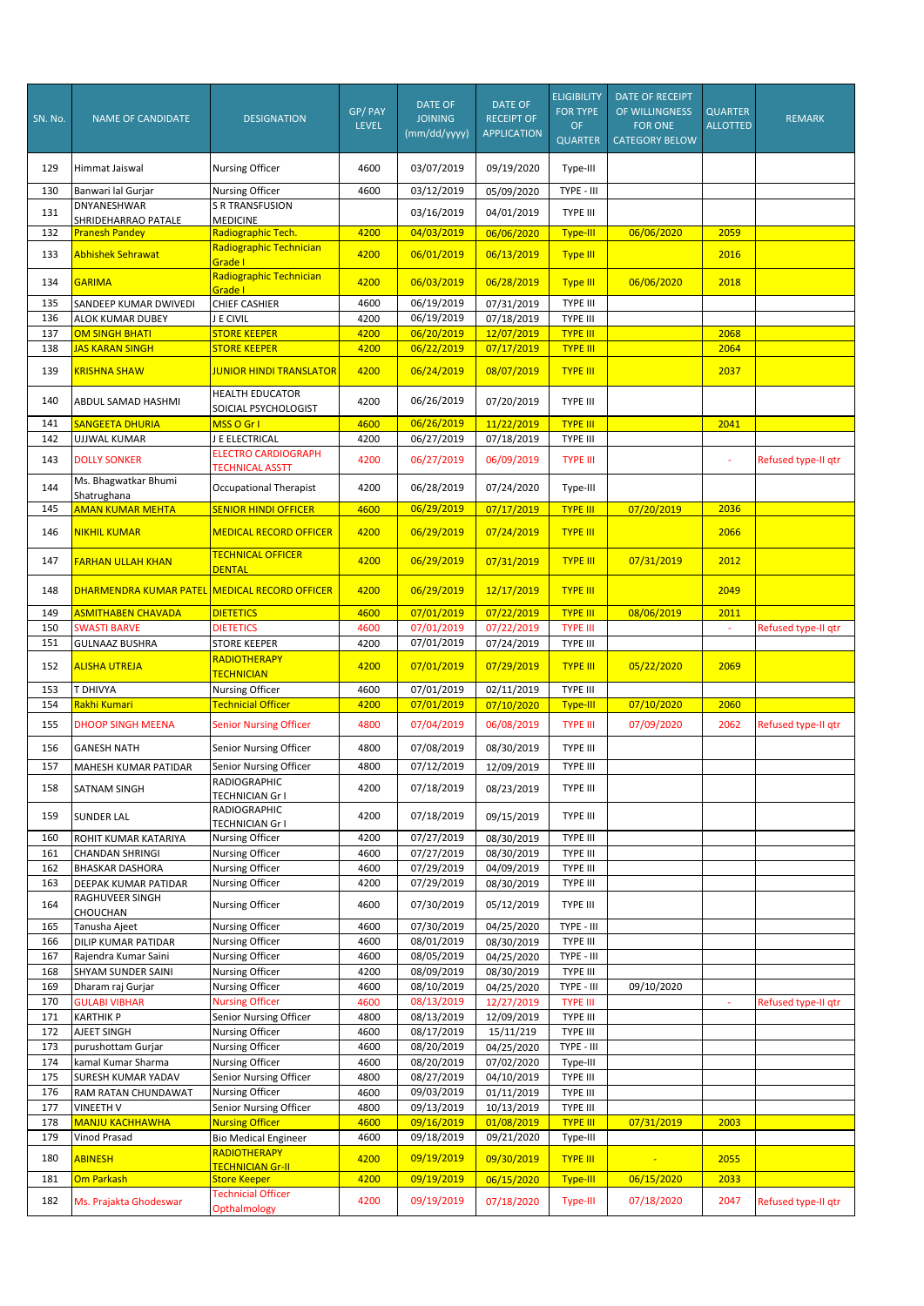| SN. No. | NAME OF CANDIDATE | DESIGNATION | GP/ PAY LEVEL | DATE OF JOINING (mm/dd/yyyy) | DATE OF RECEIPT OF APPLICATION | ELIGIBILITY FOR TYPE OF QUARTER | DATE OF RECEIPT OF WILLINGNESS FOR ONE CATEGORY BELOW | QUARTER ALLOTTED | REMARK |
|---|---|---|---|---|---|---|---|---|---|
| 129 | Himmat Jaiswal | Nursing Officer | 4600 | 03/07/2019 | 09/19/2020 | Type-III | | | |
| 130 | Banwari lal Gurjar | Nursing Officer | 4600 | 03/12/2019 | 05/09/2020 | TYPE - III | | | |
| 131 | DNYANESHWAR SHRIDEHARRAO PATALE | S R TRANSFUSION MEDICINE | | 03/16/2019 | 04/01/2019 | TYPE III | | | |
| 132 | Pranesh Pandey | Radiographic Tech. | 4200 | 04/03/2019 | 06/06/2020 | Type-III | 06/06/2020 | 2059 | |
| 133 | Abhishek Sehrawat | Radiographic Technician Grade I | 4200 | 06/01/2019 | 06/13/2019 | Type III | | 2016 | |
| 134 | GARIMA | Radiographic Technician Grade I | 4200 | 06/03/2019 | 06/28/2019 | Type III | 06/06/2020 | 2018 | |
| 135 | SANDEEP KUMAR DWIVEDI | CHIEF CASHIER | 4600 | 06/19/2019 | 07/31/2019 | TYPE III | | | |
| 136 | ALOK KUMAR DUBEY | J E CIVIL | 4200 | 06/19/2019 | 07/18/2019 | TYPE III | | | |
| 137 | OM SINGH BHATI | STORE KEEPER | 4200 | 06/20/2019 | 12/07/2019 | TYPE III | | 2068 | |
| 138 | JAS KARAN SINGH | STORE KEEPER | 4200 | 06/22/2019 | 07/17/2019 | TYPE III | | 2064 | |
| 139 | KRISHNA SHAW | JUNIOR HINDI TRANSLATOR | 4200 | 06/24/2019 | 08/07/2019 | TYPE III | | 2037 | |
| 140 | ABDUL SAMAD HASHMI | HEALTH EDUCATOR SOICIAL PSYCHOLOGIST | 4200 | 06/26/2019 | 07/20/2019 | TYPE III | | | |
| 141 | SANGEETA DHURIA | MSS O Gr I | 4600 | 06/26/2019 | 11/22/2019 | TYPE III | | 2041 | |
| 142 | UJJWAL KUMAR | J E ELECTRICAL | 4200 | 06/27/2019 | 07/18/2019 | TYPE III | | | |
| 143 | DOLLY SONKER | ELECTRO CARDIOGRAPH TECHNICAL ASSTT | 4200 | 06/27/2019 | 06/09/2019 | TYPE III | | - | Refused type-II qtr |
| 144 | Ms. Bhagwatkar Bhumi Shatrughana | Occupational Therapist | 4200 | 06/28/2019 | 07/24/2020 | Type-III | | | |
| 145 | AMAN KUMAR MEHTA | SENIOR HINDI OFFICER | 4600 | 06/29/2019 | 07/17/2019 | TYPE III | 07/20/2019 | 2036 | |
| 146 | NIKHIL KUMAR | MEDICAL RECORD OFFICER | 4200 | 06/29/2019 | 07/24/2019 | TYPE III | | 2066 | |
| 147 | FARHAN ULLAH KHAN | TECHNICAL OFFICER DENTAL | 4200 | 06/29/2019 | 07/31/2019 | TYPE III | 07/31/2019 | 2012 | |
| 148 | DHARMENDRA KUMAR PATEL | MEDICAL RECORD OFFICER | 4200 | 06/29/2019 | 12/17/2019 | TYPE III | | 2049 | |
| 149 | ASMITHABEN CHAVADA | DIETETICS | 4600 | 07/01/2019 | 07/22/2019 | TYPE III | 08/06/2019 | 2011 | |
| 150 | SWASTI BARVE | DIETETICS | 4600 | 07/01/2019 | 07/22/2019 | TYPE III | | - | Refused type-II qtr |
| 151 | GULNAAZ BUSHRA | STORE KEEPER | 4200 | 07/01/2019 | 07/24/2019 | TYPE III | | | |
| 152 | ALISHA UTREJA | RADIOTHERAPY TECHNICIAN | 4200 | 07/01/2019 | 07/29/2019 | TYPE III | 05/22/2020 | 2069 | |
| 153 | T DHIVYA | Nursing Officer | 4600 | 07/01/2019 | 02/11/2019 | TYPE III | | | |
| 154 | Rakhi Kumari | Technicial Officer | 4200 | 07/01/2019 | 07/10/2020 | Type-III | 07/10/2020 | 2060 | |
| 155 | DHOOP SINGH MEENA | Senior Nursing Officer | 4800 | 07/04/2019 | 06/08/2019 | TYPE III | 07/09/2020 | 2062 | Refused type-II qtr |
| 156 | GANESH NATH | Senior Nursing Officer | 4800 | 07/08/2019 | 08/30/2019 | TYPE III | | | |
| 157 | MAHESH KUMAR PATIDAR | Senior Nursing Officer | 4800 | 07/12/2019 | 12/09/2019 | TYPE III | | | |
| 158 | SATNAM SINGH | RADIOGRAPHIC TECHNICIAN Gr I | 4200 | 07/18/2019 | 08/23/2019 | TYPE III | | | |
| 159 | SUNDER LAL | RADIOGRAPHIC TECHNICIAN Gr I | 4200 | 07/18/2019 | 09/15/2019 | TYPE III | | | |
| 160 | ROHIT KUMAR KATARIYA | Nursing Officer | 4200 | 07/27/2019 | 08/30/2019 | TYPE III | | | |
| 161 | CHANDAN SHRINGI | Nursing Officer | 4600 | 07/27/2019 | 08/30/2019 | TYPE III | | | |
| 162 | BHASKAR DASHORA | Nursing Officer | 4600 | 07/29/2019 | 04/09/2019 | TYPE III | | | |
| 163 | DEEPAK KUMAR PATIDAR | Nursing Officer | 4200 | 07/29/2019 | 08/30/2019 | TYPE III | | | |
| 164 | RAGHUVEER SINGH CHOUCHAN | Nursing Officer | 4600 | 07/30/2019 | 05/12/2019 | TYPE III | | | |
| 165 | Tanusha Ajeet | Nursing Officer | 4600 | 07/30/2019 | 04/25/2020 | TYPE - III | | | |
| 166 | DILIP KUMAR PATIDAR | Nursing Officer | 4600 | 08/01/2019 | 08/30/2019 | TYPE III | | | |
| 167 | Rajendra Kumar Saini | Nursing Officer | 4600 | 08/05/2019 | 04/25/2020 | TYPE - III | | | |
| 168 | SHYAM SUNDER SAINI | Nursing Officer | 4200 | 08/09/2019 | 08/30/2019 | TYPE III | | | |
| 169 | Dharam raj Gurjar | Nursing Officer | 4600 | 08/10/2019 | 04/25/2020 | TYPE - III | 09/10/2020 | | |
| 170 | GULABI VIBHAR | Nursing Officer | 4600 | 08/13/2019 | 12/27/2019 | TYPE III | | - | Refused type-II qtr |
| 171 | KARTHIK P | Senior Nursing Officer | 4800 | 08/13/2019 | 12/09/2019 | TYPE III | | | |
| 172 | AJEET SINGH | Nursing Officer | 4600 | 08/17/2019 | 15/11/219 | TYPE III | | | |
| 173 | purushottam Gurjar | Nursing Officer | 4600 | 08/20/2019 | 04/25/2020 | TYPE - III | | | |
| 174 | kamal Kumar Sharma | Nursing Officer | 4600 | 08/20/2019 | 07/02/2020 | Type-III | | | |
| 175 | SURESH KUMAR YADAV | Senior Nursing Officer | 4800 | 08/27/2019 | 04/10/2019 | TYPE III | | | |
| 176 | RAM RATAN CHUNDAWAT | Nursing Officer | 4600 | 09/03/2019 | 01/11/2019 | TYPE III | | | |
| 177 | VINEETH V | Senior Nursing Officer | 4800 | 09/13/2019 | 10/13/2019 | TYPE III | | | |
| 178 | MANJU KACHHAWHA | Nursing Officer | 4600 | 09/16/2019 | 01/08/2019 | TYPE III | 07/31/2019 | 2003 | |
| 179 | Vinod Prasad | Bio Medical Engineer | 4600 | 09/18/2019 | 09/21/2020 | Type-III | | | |
| 180 | ABINESH | RADIOTHERAPY TECHNICIAN Gr-II | 4200 | 09/19/2019 | 09/30/2019 | TYPE III | - | 2055 | |
| 181 | Om Parkash | Store Keeper | 4200 | 09/19/2019 | 06/15/2020 | Type-III | 06/15/2020 | 2033 | |
| 182 | Ms. Prajakta Ghodeswar | Technicial Officer Opthalmology | 4200 | 09/19/2019 | 07/18/2020 | Type-III | 07/18/2020 | 2047 | Refused type-II qtr |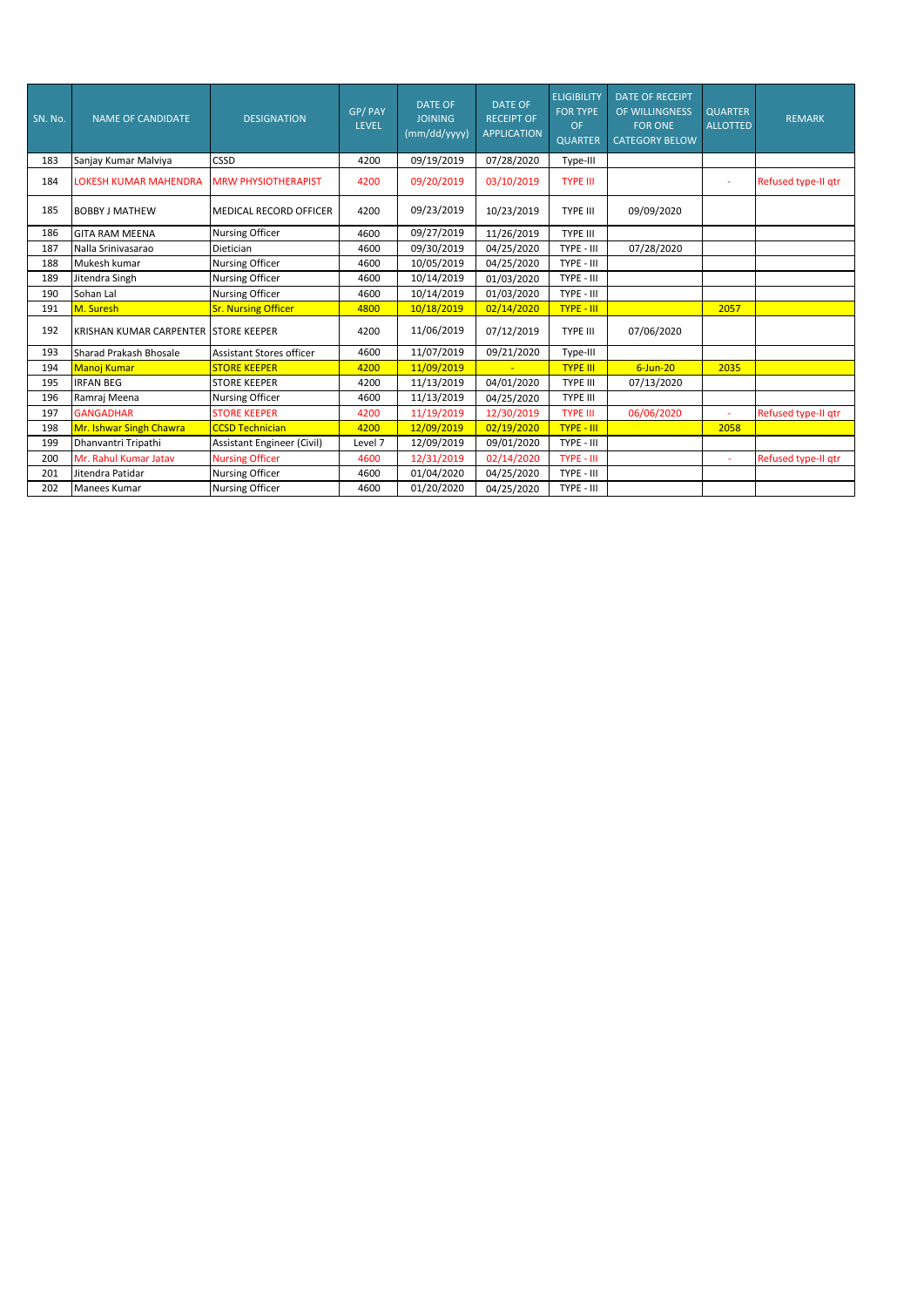| SN. No. | NAME OF CANDIDATE | DESIGNATION | GP/ PAY LEVEL | DATE OF JOINING (mm/dd/yyyy) | DATE OF RECEIPT OF APPLICATION | ELIGIBILITY FOR TYPE OF QUARTER | DATE OF RECEIPT OF WILLINGNESS FOR ONE CATEGORY BELOW | QUARTER ALLOTTED | REMARK |
|---|---|---|---|---|---|---|---|---|---|
| 183 | Sanjay Kumar Malviya | CSSD | 4200 | 09/19/2019 | 07/28/2020 | Type-III | | | |
| 184 | LOKESH KUMAR MAHENDRA | MRW PHYSIOTHERAPIST | 4200 | 09/20/2019 | 03/10/2019 | TYPE III | | - | Refused type-II qtr |
| 185 | BOBBY J MATHEW | MEDICAL RECORD OFFICER | 4200 | 09/23/2019 | 10/23/2019 | TYPE III | 09/09/2020 | | |
| 186 | GITA RAM MEENA | Nursing Officer | 4600 | 09/27/2019 | 11/26/2019 | TYPE III | | | |
| 187 | Nalla Srinivasarao | Dietician | 4600 | 09/30/2019 | 04/25/2020 | TYPE - III | 07/28/2020 | | |
| 188 | Mukesh kumar | Nursing Officer | 4600 | 10/05/2019 | 04/25/2020 | TYPE - III | | | |
| 189 | Jitendra Singh | Nursing Officer | 4600 | 10/14/2019 | 01/03/2020 | TYPE - III | | | |
| 190 | Sohan Lal | Nursing Officer | 4600 | 10/14/2019 | 01/03/2020 | TYPE - III | | | |
| 191 | M. Suresh | Sr. Nursing Officer | 4800 | 10/18/2019 | 02/14/2020 | TYPE - III | | 2057 | |
| 192 | KRISHAN KUMAR CARPENTER | STORE KEEPER | 4200 | 11/06/2019 | 07/12/2019 | TYPE III | 07/06/2020 | | |
| 193 | Sharad Prakash Bhosale | Assistant Stores officer | 4600 | 11/07/2019 | 09/21/2020 | Type-III | | | |
| 194 | Manoj Kumar | STORE KEEPER | 4200 | 11/09/2019 | - | TYPE III | 6-Jun-20 | 2035 | |
| 195 | IRFAN BEG | STORE KEEPER | 4200 | 11/13/2019 | 04/01/2020 | TYPE III | 07/13/2020 | | |
| 196 | Ramraj Meena | Nursing Officer | 4600 | 11/13/2019 | 04/25/2020 | TYPE III | | | |
| 197 | GANGADHAR | STORE KEEPER | 4200 | 11/19/2019 | 12/30/2019 | TYPE III | 06/06/2020 | - | Refused type-II qtr |
| 198 | Mr. Ishwar Singh Chawra | CCSD Technician | 4200 | 12/09/2019 | 02/19/2020 | TYPE - III | | 2058 | |
| 199 | Dhanvantri Tripathi | Assistant Engineer (Civil) | Level 7 | 12/09/2019 | 09/01/2020 | TYPE - III | | | |
| 200 | Mr. Rahul Kumar Jatav | Nursing Officer | 4600 | 12/31/2019 | 02/14/2020 | TYPE - III | | - | Refused type-II qtr |
| 201 | Jitendra Patidar | Nursing Officer | 4600 | 01/04/2020 | 04/25/2020 | TYPE - III | | | |
| 202 | Manees Kumar | Nursing Officer | 4600 | 01/20/2020 | 04/25/2020 | TYPE - III | | | |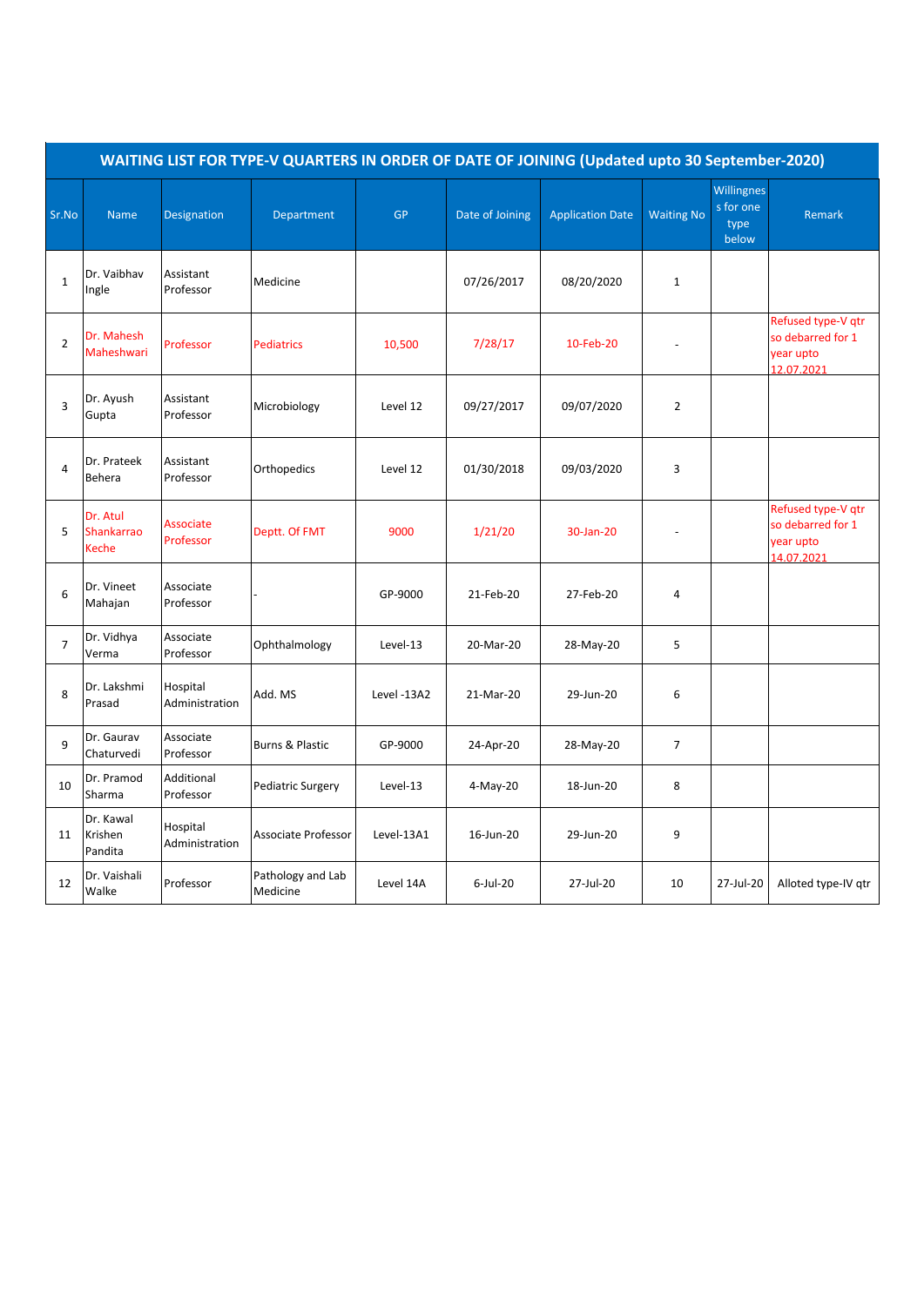| WAITING LIST FOR TYPE-V QUARTERS IN ORDER OF DATE OF JOINING (Updated upto 30 September-2020) | | | | | | | | | |
|---|---|---|---|---|---|---|---|---|---|
| Sr.No | Name | Designation | Department | GP | Date of Joining | Application Date | Waiting No | Willingness for one type below | Remark |
| 1 | Dr. Vaibhav Ingle | Assistant Professor | Medicine | | 07/26/2017 | 08/20/2020 | 1 | | |
| 2 | Dr. Mahesh Maheshwari | Professor | Pediatrics | 10,500 | 7/28/17 | 10-Feb-20 | - | | Refused type-V qtr so debarred for 1 year upto 12.07.2021 |
| 3 | Dr. Ayush Gupta | Assistant Professor | Microbiology | Level 12 | 09/27/2017 | 09/07/2020 | 2 | | |
| 4 | Dr. Prateek Behera | Assistant Professor | Orthopedics | Level 12 | 01/30/2018 | 09/03/2020 | 3 | | |
| 5 | Dr. Atul Shankarrao Keche | Associate Professor | Deptt. Of FMT | 9000 | 1/21/20 | 30-Jan-20 | - | | Refused type-V qtr so debarred for 1 year upto 14.07.2021 |
| 6 | Dr. Vineet Mahajan | Associate Professor | - | GP-9000 | 21-Feb-20 | 27-Feb-20 | 4 | | |
| 7 | Dr. Vidhya Verma | Associate Professor | Ophthalmology | Level-13 | 20-Mar-20 | 28-May-20 | 5 | | |
| 8 | Dr. Lakshmi Prasad | Hospital Administration | Add. MS | Level -13A2 | 21-Mar-20 | 29-Jun-20 | 6 | | |
| 9 | Dr. Gaurav Chaturvedi | Associate Professor | Burns & Plastic | GP-9000 | 24-Apr-20 | 28-May-20 | 7 | | |
| 10 | Dr. Pramod Sharma | Additional Professor | Pediatric Surgery | Level-13 | 4-May-20 | 18-Jun-20 | 8 | | |
| 11 | Dr. Kawal Krishen Pandita | Hospital Administration | Associate Professor | Level-13A1 | 16-Jun-20 | 29-Jun-20 | 9 | | |
| 12 | Dr. Vaishali Walke | Professor | Pathology and Lab Medicine | Level 14A | 6-Jul-20 | 27-Jul-20 | 10 | 27-Jul-20 | Alloted type-IV qtr |